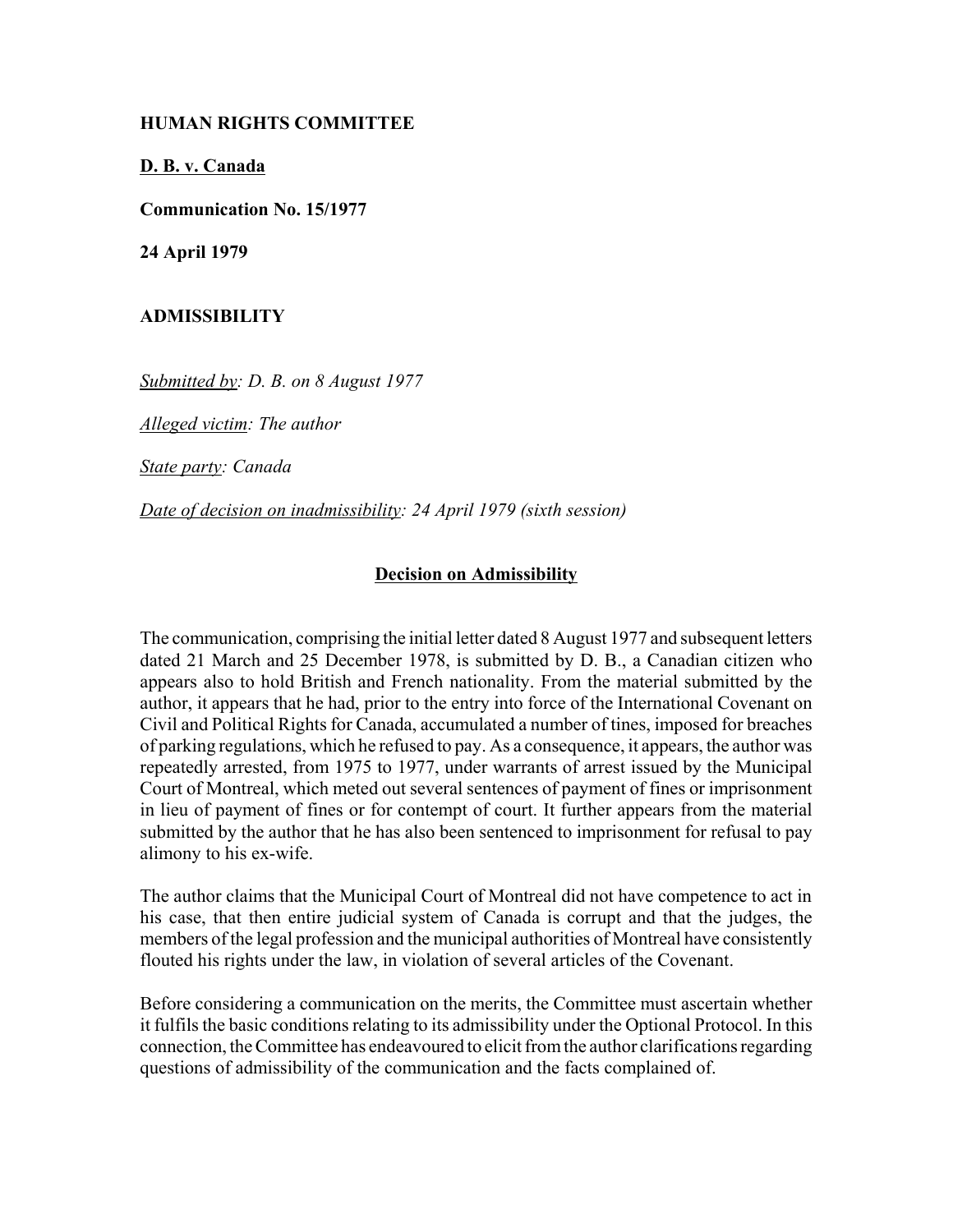**HUMAN RIGHTS COMMITTEE**

**D. B. v. Canada**

**Communication No. 15/1977**

**24 April 1979**

**ADMISSIBILITY**

*Submitted by: D. B. on 8 August 1977*

*Alleged victim: The author*

*State party: Canada*

*Date of decision on inadmissibility: 24 April 1979 (sixth session)*

**Decision on Admissibility**

The communication, comprising the initial letter dated 8 August 1977 and subsequent letters dated 21 March and 25 December 1978, is submitted by D. B., a Canadian citizen who appears also to hold British and French nationality. From the material submitted by the author, it appears that he had, prior to the entry into force of the International Covenant on Civil and Political Rights for Canada, accumulated a number of tines, imposed for breaches of parking regulations, which he refused to pay. As a consequence, it appears, the author was repeatedly arrested, from 1975 to 1977, under warrants of arrest issued by the Municipal Court of Montreal, which meted out several sentences of payment of fines or imprisonment in lieu of payment of fines or for contempt of court. It further appears from the material submitted by the author that he has also been sentenced to imprisonment for refusal to pay alimony to his ex-wife.

The author claims that the Municipal Court of Montreal did not have competence to act in his case, that then entire judicial system of Canada is corrupt and that the judges, the members of the legal profession and the municipal authorities of Montreal have consistently flouted his rights under the law, in violation of several articles of the Covenant.

Before considering a communication on the merits, the Committee must ascertain whether it fulfils the basic conditions relating to its admissibility under the Optional Protocol. In this connection, the Committee has endeavoured to elicit from the author clarifications regarding questions of admissibility of the communication and the facts complained of.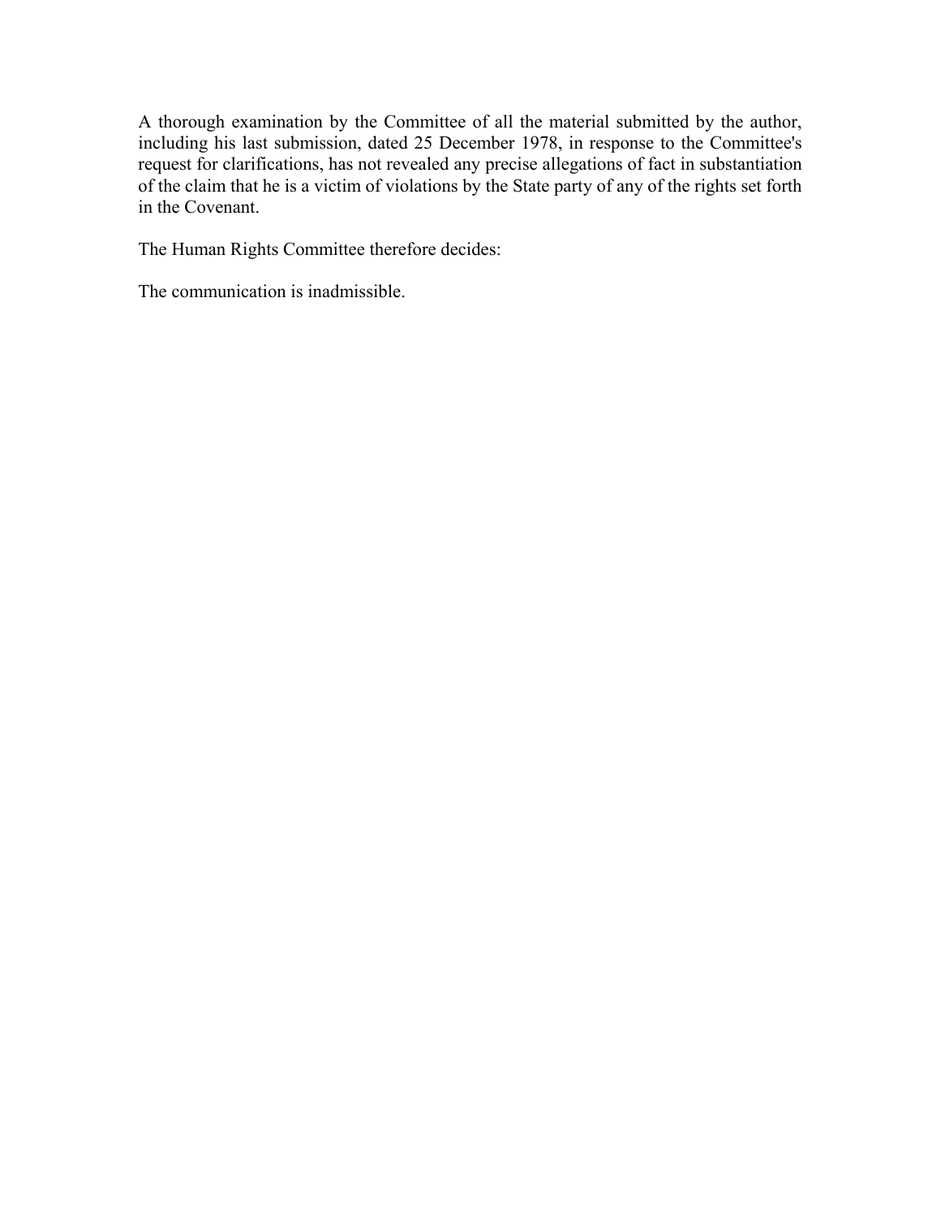A thorough examination by the Committee of all the material submitted by the author, including his last submission, dated 25 December 1978, in response to the Committee's request for clarifications, has not revealed any precise allegations of fact in substantiation of the claim that he is a victim of violations by the State party of any of the rights set forth in the Covenant.

The Human Rights Committee therefore decides:

The communication is inadmissible.